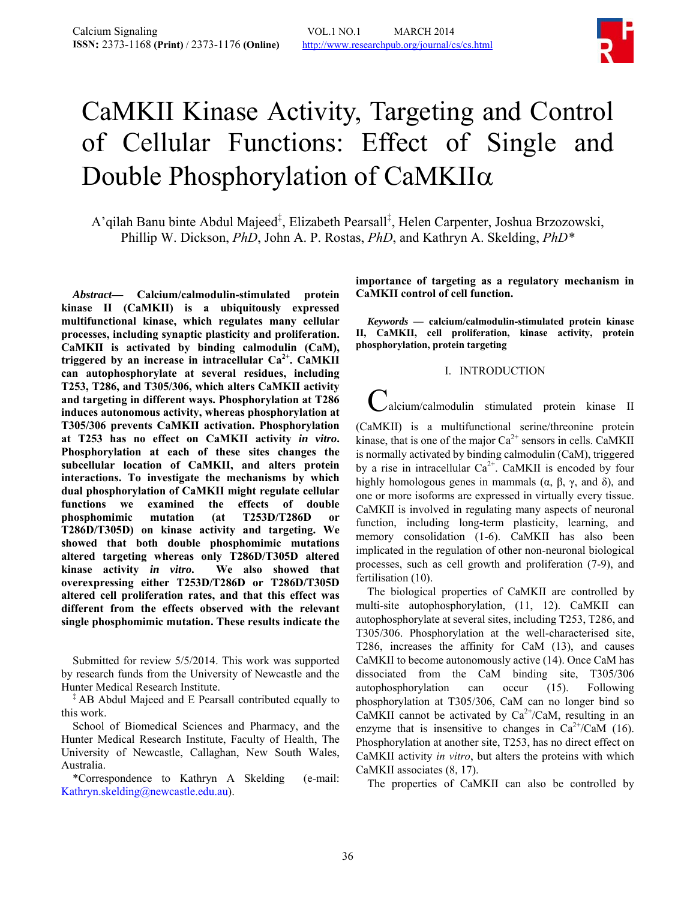# CaMKII Kinase Activity, Targeting and Control of Cellular Functions: Effect of Single and Double Phosphorylation of CaMKIIα

A'qilah Banu binte Abdul Majeed[‡], Elizabeth Pearsall[‡], Helen Carpenter, Joshua Brzozowski, Phillip W. Dickson, *PhD*, John A. P. Rostas, *PhD*, and Kathryn A. Skelding, *PhD*\*

***Abstract*— Calcium/calmodulin-stimulated protein kinase II (CaMKII) is a ubiquitously expressed multifunctional kinase, which regulates many cellular processes, including synaptic plasticity and proliferation. CaMKII is activated by binding calmodulin (CaM), triggered by an increase in intracellular $Ca^{2+}$. CaMKII can autophosphorylate at several residues, including T253, T286, and T305/306, which alters CaMKII activity and targeting in different ways. Phosphorylation at T286 induces autonomous activity, whereas phosphorylation at T305/306 prevents CaMKII activation. Phosphorylation at T253 has no effect on CaMKII activity *in vitro*. Phosphorylation at each of these sites changes the subcellular location of CaMKII, and alters protein interactions. To investigate the mechanisms by which dual phosphorylation of CaMKII might regulate cellular functions we examined the effects of double phosphomimic mutation (at T253D/T286D or T286D/T305D) on kinase activity and targeting. We showed that both double phosphomimic mutations altered targeting whereas only T286D/T305D altered kinase activity *in vitro*. We also showed that overexpressing either T253D/T286D or T286D/T305D altered cell proliferation rates, and that this effect was different from the effects observed with the relevant single phosphomimic mutation. These results indicate the importance of targeting as a regulatory mechanism in CaMKII control of cell function.**

***Keywords* — calcium/calmodulin-stimulated protein kinase II, CaMKII, cell proliferation, kinase activity, protein phosphorylation, protein targeting**

Submitted for review 5/5/2014. This work was supported by research funds from the University of Newcastle and the Hunter Medical Research Institute.

[‡] AB Abdul Majeed and E Pearsall contributed equally to this work.

School of Biomedical Sciences and Pharmacy, and the Hunter Medical Research Institute, Faculty of Health, The University of Newcastle, Callaghan, New South Wales, Australia.

\*Correspondence to Kathryn A Skelding (e-mail: Kathryn.skelding@newcastle.edu.au).

## I. INTRODUCTION

Calcium/calmodulin stimulated protein kinase II (CaMKII) is a multifunctional serine/threonine protein kinase, that is one of the major $Ca^{2+}$ sensors in cells. CaMKII is normally activated by binding calmodulin (CaM), triggered by a rise in intracellular $Ca^{2+}$. CaMKII is encoded by four highly homologous genes in mammals (α, β, γ, and δ), and one or more isoforms are expressed in virtually every tissue. CaMKII is involved in regulating many aspects of neuronal function, including long-term plasticity, learning, and memory consolidation (1-6). CaMKII has also been implicated in the regulation of other non-neuronal biological processes, such as cell growth and proliferation (7-9), and fertilisation (10).

The biological properties of CaMKII are controlled by multi-site autophosphorylation, (11, 12). CaMKII can autophosphorylate at several sites, including T253, T286, and T305/306. Phosphorylation at the well-characterised site, T286, increases the affinity for CaM (13), and causes CaMKII to become autonomously active (14). Once CaM has dissociated from the CaM binding site, T305/306 autophosphorylation can occur (15). Following phosphorylation at T305/306, CaM can no longer bind so CaMKII cannot be activated by $Ca^{2+}$/CaM, resulting in an enzyme that is insensitive to changes in $Ca^{2+}$/CaM (16). Phosphorylation at another site, T253, has no direct effect on CaMKII activity *in vitro*, but alters the proteins with which CaMKII associates (8, 17).

The properties of CaMKII can also be controlled by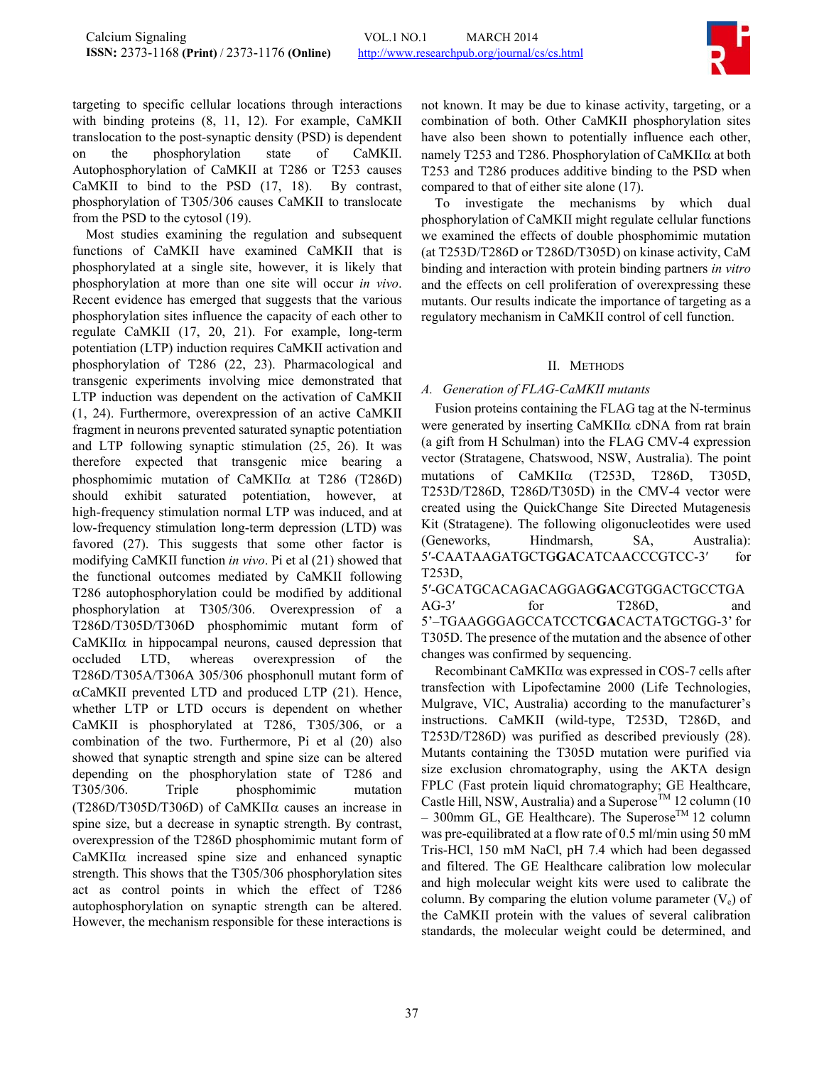targeting to specific cellular locations through interactions with binding proteins (8, 11, 12). For example, CaMKII translocation to the post-synaptic density (PSD) is dependent on the phosphorylation state of CaMKII. Autophosphorylation of CaMKII at T286 or T253 causes CaMKII to bind to the PSD (17, 18). By contrast, phosphorylation of T305/306 causes CaMKII to translocate from the PSD to the cytosol (19).

Most studies examining the regulation and subsequent functions of CaMKII have examined CaMKII that is phosphorylated at a single site, however, it is likely that phosphorylation at more than one site will occur *in vivo*. Recent evidence has emerged that suggests that the various phosphorylation sites influence the capacity of each other to regulate CaMKII (17, 20, 21). For example, long-term potentiation (LTP) induction requires CaMKII activation and phosphorylation of T286 (22, 23). Pharmacological and transgenic experiments involving mice demonstrated that LTP induction was dependent on the activation of CaMKII (1, 24). Furthermore, overexpression of an active CaMKII fragment in neurons prevented saturated synaptic potentiation and LTP following synaptic stimulation (25, 26). It was therefore expected that transgenic mice bearing a phosphomimic mutation of CaMKIIα at T286 (T286D) should exhibit saturated potentiation, however, at high-frequency stimulation normal LTP was induced, and at low-frequency stimulation long-term depression (LTD) was favored (27). This suggests that some other factor is modifying CaMKII function *in vivo*. Pi et al (21) showed that the functional outcomes mediated by CaMKII following T286 autophosphorylation could be modified by additional phosphorylation at T305/306. Overexpression of a T286D/T305D/T306D phosphomimic mutant form of CaMKIIα in hippocampal neurons, caused depression that occluded LTD, whereas overexpression of the T286D/T305A/T306A 305/306 phosphonull mutant form of αCaMKII prevented LTD and produced LTP (21). Hence, whether LTP or LTD occurs is dependent on whether CaMKII is phosphorylated at T286, T305/306, or a combination of the two. Furthermore, Pi et al (20) also showed that synaptic strength and spine size can be altered depending on the phosphorylation state of T286 and T305/306. Triple phosphomimic mutation (T286D/T305D/T306D) of CaMKIIα causes an increase in spine size, but a decrease in synaptic strength. By contrast, overexpression of the T286D phosphomimic mutant form of CaMKIIα increased spine size and enhanced synaptic strength. This shows that the T305/306 phosphorylation sites act as control points in which the effect of T286 autophosphorylation on synaptic strength can be altered. However, the mechanism responsible for these interactions is not known. It may be due to kinase activity, targeting, or a combination of both. Other CaMKII phosphorylation sites have also been shown to potentially influence each other, namely T253 and T286. Phosphorylation of CaMKIIα at both T253 and T286 produces additive binding to the PSD when compared to that of either site alone (17).

To investigate the mechanisms by which dual phosphorylation of CaMKII might regulate cellular functions we examined the effects of double phosphomimic mutation (at T253D/T286D or T286D/T305D) on kinase activity, CaM binding and interaction with protein binding partners *in vitro* and the effects on cell proliferation of overexpressing these mutants. Our results indicate the importance of targeting as a regulatory mechanism in CaMKII control of cell function.

## II. Methods

### A. Generation of FLAG-CaMKII mutants

Fusion proteins containing the FLAG tag at the N-terminus were generated by inserting CaMKIIα cDNA from rat brain (a gift from H Schulman) into the FLAG CMV-4 expression vector (Stratagene, Chatswood, NSW, Australia). The point mutations of CaMKIIα (T253D, T286D, T305D, T253D/T286D, T286D/T305D) in the CMV-4 vector were created using the QuickChange Site Directed Mutagenesis Kit (Stratagene). The following oligonucleotides were used (Geneworks, Hindmarsh, SA, Australia): 5′-CAATAAGATGCTG**GA**CATCAACCCGTCC-3′ for T253D, 5′-GCATGCACAGACAGGAG**GA**CGTGGACTGCCTGAAG-3′ for T286D, and 5’–TGAAGGGAGCCATCCTC**GA**CACTATGCTGG-3’ for T305D. The presence of the mutation and the absence of other changes was confirmed by sequencing.

Recombinant CaMKIIα was expressed in COS-7 cells after transfection with Lipofectamine 2000 (Life Technologies, Mulgrave, VIC, Australia) according to the manufacturer's instructions. CaMKII (wild-type, T253D, T286D, and T253D/T286D) was purified as described previously (28). Mutants containing the T305D mutation were purified via size exclusion chromatography, using the AKTA design FPLC (Fast protein liquid chromatography; GE Healthcare, Castle Hill, NSW, Australia) and a Superose™ 12 column (10 – 300mm GL, GE Healthcare). The Superose™ 12 column was pre-equilibrated at a flow rate of 0.5 ml/min using 50 mM Tris-HCl, 150 mM NaCl, pH 7.4 which had been degassed and filtered. The GE Healthcare calibration low molecular and high molecular weight kits were used to calibrate the column. By comparing the elution volume parameter ($V_e$) of the CaMKII protein with the values of several calibration standards, the molecular weight could be determined, and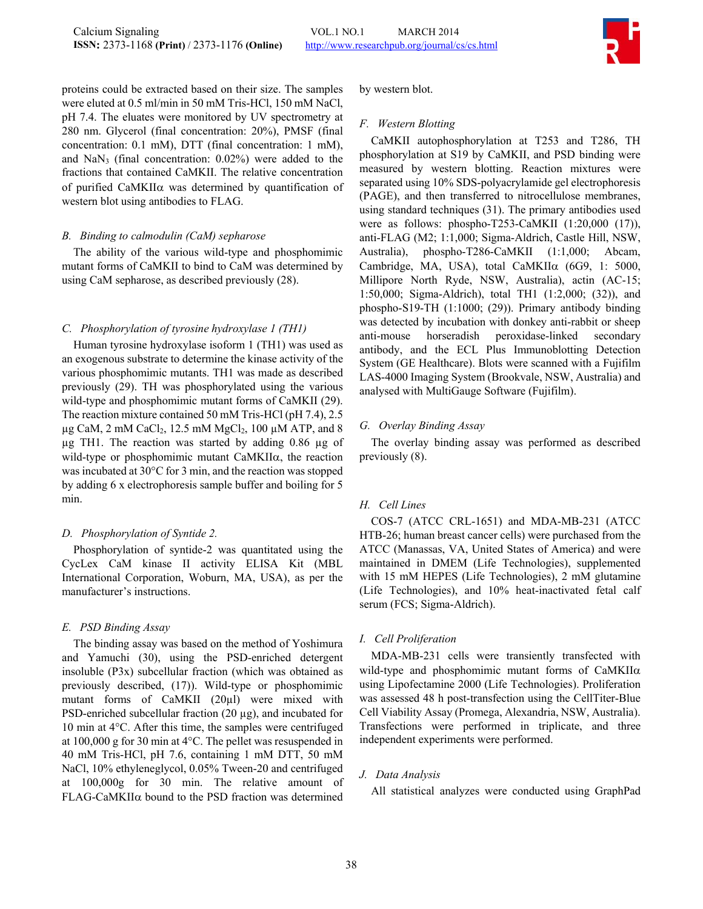proteins could be extracted based on their size. The samples were eluted at 0.5 ml/min in 50 mM Tris-HCl, 150 mM NaCl, pH 7.4. The eluates were monitored by UV spectrometry at 280 nm. Glycerol (final concentration: 20%), PMSF (final concentration: 0.1 mM), DTT (final concentration: 1 mM), and $NaN_3$ (final concentration: 0.02%) were added to the fractions that contained CaMKII. The relative concentration of purified CaMKIIα was determined by quantification of western blot using antibodies to FLAG.

### B. Binding to calmodulin (CaM) sepharose

The ability of the various wild-type and phosphomimic mutant forms of CaMKII to bind to CaM was determined by using CaM sepharose, as described previously (28).

### C. Phosphorylation of tyrosine hydroxylase 1 (TH1)

Human tyrosine hydroxylase isoform 1 (TH1) was used as an exogenous substrate to determine the kinase activity of the various phosphomimic mutants. TH1 was made as described previously (29). TH was phosphorylated using the various wild-type and phosphomimic mutant forms of CaMKII (29). The reaction mixture contained 50 mM Tris-HCl (pH 7.4), 2.5 µg CaM, 2 mM $CaCl_2$, 12.5 mM $MgCl_2$, 100 µM ATP, and 8 µg TH1. The reaction was started by adding 0.86 µg of wild-type or phosphomimic mutant CaMKIIα, the reaction was incubated at 30°C for 3 min, and the reaction was stopped by adding 6 x electrophoresis sample buffer and boiling for 5 min.

### D. Phosphorylation of Syntide 2.

Phosphorylation of syntide-2 was quantitated using the CycLex CaM kinase II activity ELISA Kit (MBL International Corporation, Woburn, MA, USA), as per the manufacturer's instructions.

### E. PSD Binding Assay

The binding assay was based on the method of Yoshimura and Yamuchi (30), using the PSD-enriched detergent insoluble (P3x) subcellular fraction (which was obtained as previously described, (17)). Wild-type or phosphomimic mutant forms of CaMKII (20µl) were mixed with PSD-enriched subcellular fraction (20 µg), and incubated for 10 min at 4°C. After this time, the samples were centrifuged at 100,000 g for 30 min at 4°C. The pellet was resuspended in 40 mM Tris-HCl, pH 7.6, containing 1 mM DTT, 50 mM NaCl, 10% ethyleneglycol, 0.05% Tween-20 and centrifuged at 100,000g for 30 min. The relative amount of FLAG-CaMKIIα bound to the PSD fraction was determined by western blot.

### F. Western Blotting

CaMKII autophosphorylation at T253 and T286, TH phosphorylation at S19 by CaMKII, and PSD binding were measured by western blotting. Reaction mixtures were separated using 10% SDS-polyacrylamide gel electrophoresis (PAGE), and then transferred to nitrocellulose membranes, using standard techniques (31). The primary antibodies used were as follows: phospho-T253-CaMKII (1:20,000 (17)), anti-FLAG (M2; 1:1,000; Sigma-Aldrich, Castle Hill, NSW, Australia), phospho-T286-CaMKII (1:1,000; Abcam, Cambridge, MA, USA), total CaMKIIα (6G9, 1: 5000, Millipore North Ryde, NSW, Australia), actin (AC-15; 1:50,000; Sigma-Aldrich), total TH1 (1:2,000; (32)), and phospho-S19-TH (1:1000; (29)). Primary antibody binding was detected by incubation with donkey anti-rabbit or sheep anti-mouse horseradish peroxidase-linked secondary antibody, and the ECL Plus Immunoblotting Detection System (GE Healthcare). Blots were scanned with a Fujifilm LAS-4000 Imaging System (Brookvale, NSW, Australia) and analysed with MultiGauge Software (Fujifilm).

### G. Overlay Binding Assay

The overlay binding assay was performed as described previously (8).

### H. Cell Lines

COS-7 (ATCC CRL-1651) and MDA-MB-231 (ATCC HTB-26; human breast cancer cells) were purchased from the ATCC (Manassas, VA, United States of America) and were maintained in DMEM (Life Technologies), supplemented with 15 mM HEPES (Life Technologies), 2 mM glutamine (Life Technologies), and 10% heat-inactivated fetal calf serum (FCS; Sigma-Aldrich).

### I. Cell Proliferation

MDA-MB-231 cells were transiently transfected with wild-type and phosphomimic mutant forms of CaMKIIα using Lipofectamine 2000 (Life Technologies). Proliferation was assessed 48 h post-transfection using the CellTiter-Blue Cell Viability Assay (Promega, Alexandria, NSW, Australia). Transfections were performed in triplicate, and three independent experiments were performed.

### J. Data Analysis

All statistical analyzes were conducted using GraphPad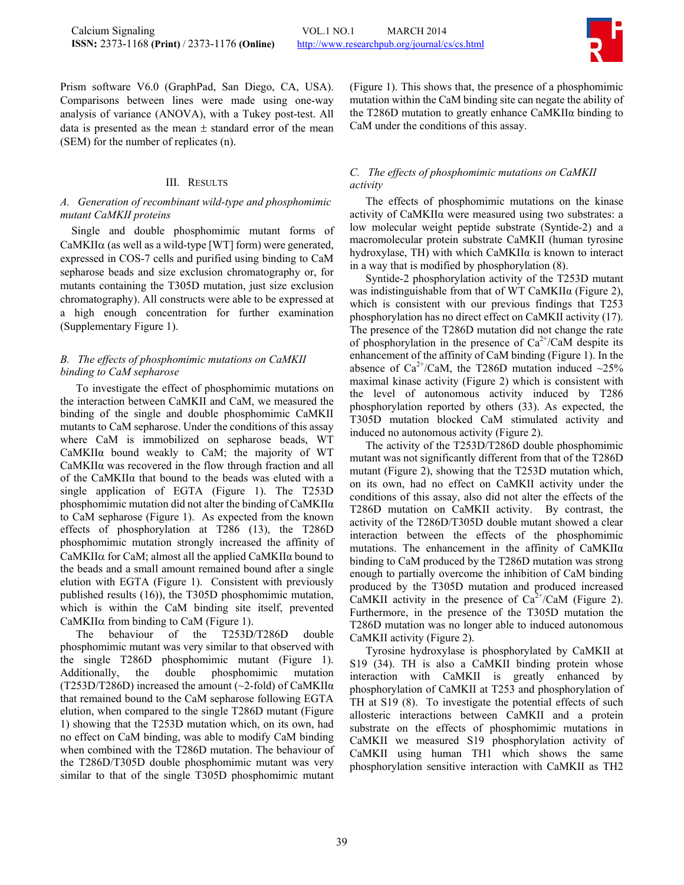Prism software V6.0 (GraphPad, San Diego, CA, USA). Comparisons between lines were made using one-way analysis of variance (ANOVA), with a Tukey post-test. All data is presented as the mean ± standard error of the mean (SEM) for the number of replicates (n).

## III. Results

### *A. Generation of recombinant wild-type and phosphomimic mutant CaMKII proteins*

Single and double phosphomimic mutant forms of CaMKIIα (as well as a wild-type [WT] form) were generated, expressed in COS-7 cells and purified using binding to CaM sepharose beads and size exclusion chromatography or, for mutants containing the T305D mutation, just size exclusion chromatography). All constructs were able to be expressed at a high enough concentration for further examination (Supplementary Figure 1).

### *B. The effects of phosphomimic mutations on CaMKII binding to CaM sepharose*

To investigate the effect of phosphomimic mutations on the interaction between CaMKII and CaM, we measured the binding of the single and double phosphomimic CaMKII mutants to CaM sepharose. Under the conditions of this assay where CaM is immobilized on sepharose beads, WT CaMKIIα bound weakly to CaM; the majority of WT CaMKIIα was recovered in the flow through fraction and all of the CaMKIIα that bound to the beads was eluted with a single application of EGTA (Figure 1). The T253D phosphomimic mutation did not alter the binding of CaMKIIα to CaM sepharose (Figure 1). As expected from the known effects of phosphorylation at T286 (13), the T286D phosphomimic mutation strongly increased the affinity of CaMKIIα for CaM; almost all the applied CaMKIIα bound to the beads and a small amount remained bound after a single elution with EGTA (Figure 1). Consistent with previously published results (16)), the T305D phosphomimic mutation, which is within the CaM binding site itself, prevented CaMKIIα from binding to CaM (Figure 1).

The behaviour of the T253D/T286D double phosphomimic mutant was very similar to that observed with the single T286D phosphomimic mutant (Figure 1). Additionally, the double phosphomimic mutation (T253D/T286D) increased the amount (~2-fold) of CaMKIIα that remained bound to the CaM sepharose following EGTA elution, when compared to the single T286D mutant (Figure 1) showing that the T253D mutation which, on its own, had no effect on CaM binding, was able to modify CaM binding when combined with the T286D mutation. The behaviour of the T286D/T305D double phosphomimic mutant was very similar to that of the single T305D phosphomimic mutant (Figure 1). This shows that, the presence of a phosphomimic mutation within the CaM binding site can negate the ability of the T286D mutation to greatly enhance CaMKIIα binding to CaM under the conditions of this assay.

### *C. The effects of phosphomimic mutations on CaMKII activity*

The effects of phosphomimic mutations on the kinase activity of CaMKIIα were measured using two substrates: a low molecular weight peptide substrate (Syntide-2) and a macromolecular protein substrate CaMKII (human tyrosine hydroxylase, TH) with which CaMKIIα is known to interact in a way that is modified by phosphorylation (8).

Syntide-2 phosphorylation activity of the T253D mutant was indistinguishable from that of WT CaMKIIα (Figure 2), which is consistent with our previous findings that T253 phosphorylation has no direct effect on CaMKII activity (17). The presence of the T286D mutation did not change the rate of phosphorylation in the presence of $Ca^{2+}$/CaM despite its enhancement of the affinity of CaM binding (Figure 1). In the absence of $Ca^{2+}$/CaM, the T286D mutation induced ~25% maximal kinase activity (Figure 2) which is consistent with the level of autonomous activity induced by T286 phosphorylation reported by others (33). As expected, the T305D mutation blocked CaM stimulated activity and induced no autonomous activity (Figure 2).

The activity of the T253D/T286D double phosphomimic mutant was not significantly different from that of the T286D mutant (Figure 2), showing that the T253D mutation which, on its own, had no effect on CaMKII activity under the conditions of this assay, also did not alter the effects of the T286D mutation on CaMKII activity. By contrast, the activity of the T286D/T305D double mutant showed a clear interaction between the effects of the phosphomimic mutations. The enhancement in the affinity of CaMKIIα binding to CaM produced by the T286D mutation was strong enough to partially overcome the inhibition of CaM binding produced by the T305D mutation and produced increased CaMKII activity in the presence of $Ca^{2+}$/CaM (Figure 2). Furthermore, in the presence of the T305D mutation the T286D mutation was no longer able to induced autonomous CaMKII activity (Figure 2).

Tyrosine hydroxylase is phosphorylated by CaMKII at S19 (34). TH is also a CaMKII binding protein whose interaction with CaMKII is greatly enhanced by phosphorylation of CaMKII at T253 and phosphorylation of TH at S19 (8). To investigate the potential effects of such allosteric interactions between CaMKII and a protein substrate on the effects of phosphomimic mutations in CaMKII we measured S19 phosphorylation activity of CaMKII using human TH1 which shows the same phosphorylation sensitive interaction with CaMKII as TH2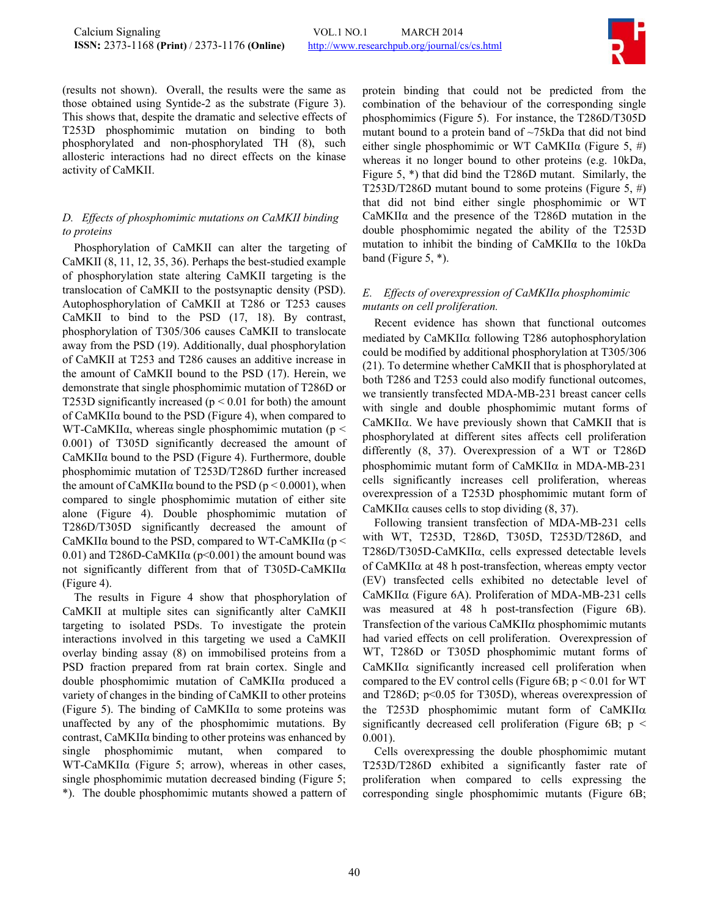(results not shown). Overall, the results were the same as those obtained using Syntide-2 as the substrate (Figure 3). This shows that, despite the dramatic and selective effects of T253D phosphomimic mutation on binding to both phosphorylated and non-phosphorylated TH (8), such allosteric interactions had no direct effects on the kinase activity of CaMKII.

### *D. Effects of phosphomimic mutations on CaMKII binding to proteins*

Phosphorylation of CaMKII can alter the targeting of CaMKII (8, 11, 12, 35, 36). Perhaps the best-studied example of phosphorylation state altering CaMKII targeting is the translocation of CaMKII to the postsynaptic density (PSD). Autophosphorylation of CaMKII at T286 or T253 causes CaMKII to bind to the PSD (17, 18). By contrast, phosphorylation of T305/306 causes CaMKII to translocate away from the PSD (19). Additionally, dual phosphorylation of CaMKII at T253 and T286 causes an additive increase in the amount of CaMKII bound to the PSD (17). Herein, we demonstrate that single phosphomimic mutation of T286D or T253D significantly increased ($p < 0.01$ for both) the amount of CaMKIIα bound to the PSD (Figure 4), when compared to WT-CaMKIIα, whereas single phosphomimic mutation ($p < 0.001$) of T305D significantly decreased the amount of CaMKIIα bound to the PSD (Figure 4). Furthermore, double phosphomimic mutation of T253D/T286D further increased the amount of CaMKIIα bound to the PSD ($p < 0.0001$), when compared to single phosphomimic mutation of either site alone (Figure 4). Double phosphomimic mutation of T286D/T305D significantly decreased the amount of CaMKIIα bound to the PSD, compared to WT-CaMKIIα ($p < 0.01$) and T286D-CaMKIIα ($p<0.001$) the amount bound was not significantly different from that of T305D-CaMKIIα (Figure 4).

The results in Figure 4 show that phosphorylation of CaMKII at multiple sites can significantly alter CaMKII targeting to isolated PSDs. To investigate the protein interactions involved in this targeting we used a CaMKII overlay binding assay (8) on immobilised proteins from a PSD fraction prepared from rat brain cortex. Single and double phosphomimic mutation of CaMKIIα produced a variety of changes in the binding of CaMKII to other proteins (Figure 5). The binding of CaMKIIα to some proteins was unaffected by any of the phosphomimic mutations. By contrast, CaMKIIα binding to other proteins was enhanced by single phosphomimic mutant, when compared to WT-CaMKIIα (Figure 5; arrow), whereas in other cases, single phosphomimic mutation decreased binding (Figure 5; *). The double phosphomimic mutants showed a pattern of protein binding that could not be predicted from the combination of the behaviour of the corresponding single phosphomimics (Figure 5). For instance, the T286D/T305D mutant bound to a protein band of ~75kDa that did not bind either single phosphomimic or WT CaMKIIα (Figure 5, #) whereas it no longer bound to other proteins (e.g. 10kDa, Figure 5, *) that did bind the T286D mutant. Similarly, the T253D/T286D mutant bound to some proteins (Figure 5, #) that did not bind either single phosphomimic or WT CaMKIIα and the presence of the T286D mutation in the double phosphomimic negated the ability of the T253D mutation to inhibit the binding of CaMKIIα to the 10kDa band (Figure 5, *).

### *E. Effects of overexpression of CaMKIIα phosphomimic mutants on cell proliferation.*

Recent evidence has shown that functional outcomes mediated by CaMKIIα following T286 autophosphorylation could be modified by additional phosphorylation at T305/306 (21). To determine whether CaMKII that is phosphorylated at both T286 and T253 could also modify functional outcomes, we transiently transfected MDA-MB-231 breast cancer cells with single and double phosphomimic mutant forms of CaMKIIα. We have previously shown that CaMKII that is phosphorylated at different sites affects cell proliferation differently (8, 37). Overexpression of a WT or T286D phosphomimic mutant form of CaMKIIα in MDA-MB-231 cells significantly increases cell proliferation, whereas overexpression of a T253D phosphomimic mutant form of CaMKIIα causes cells to stop dividing (8, 37).

Following transient transfection of MDA-MB-231 cells with WT, T253D, T286D, T305D, T253D/T286D, and T286D/T305D-CaMKIIα, cells expressed detectable levels of CaMKIIα at 48 h post-transfection, whereas empty vector (EV) transfected cells exhibited no detectable level of CaMKIIα (Figure 6A). Proliferation of MDA-MB-231 cells was measured at 48 h post-transfection (Figure 6B). Transfection of the various CaMKIIα phosphomimic mutants had varied effects on cell proliferation. Overexpression of WT, T286D or T305D phosphomimic mutant forms of CaMKIIα significantly increased cell proliferation when compared to the EV control cells (Figure 6B; $p < 0.01$ for WT and T286D; $p<0.05$ for T305D), whereas overexpression of the T253D phosphomimic mutant form of CaMKIIα significantly decreased cell proliferation (Figure 6B; $p < 0.001$).

Cells overexpressing the double phosphomimic mutant T253D/T286D exhibited a significantly faster rate of proliferation when compared to cells expressing the corresponding single phosphomimic mutants (Figure 6B;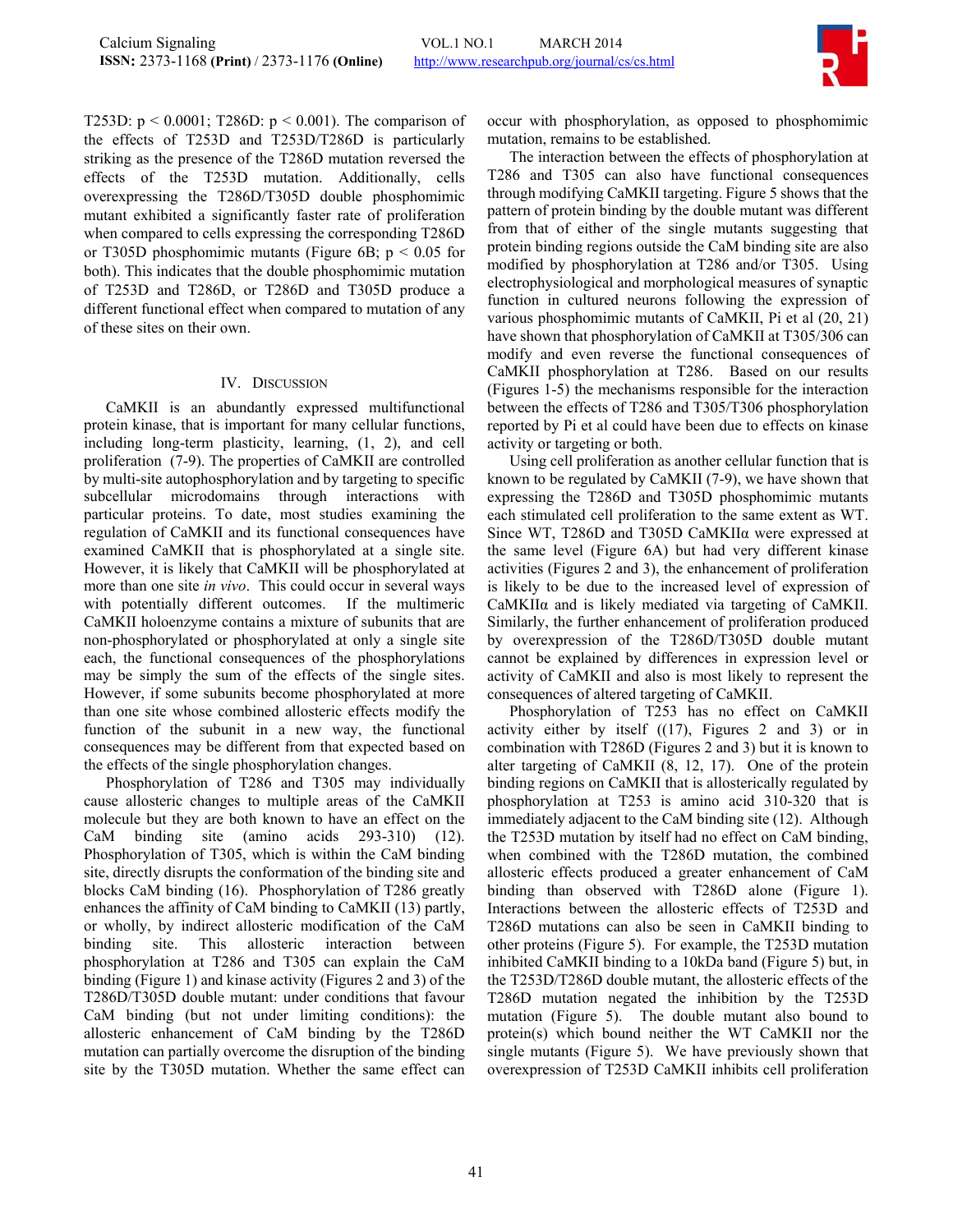T253D: $p < 0.0001$; T286D: $p < 0.001$). The comparison of the effects of T253D and T253D/T286D is particularly striking as the presence of the T286D mutation reversed the effects of the T253D mutation. Additionally, cells overexpressing the T286D/T305D double phosphomimic mutant exhibited a significantly faster rate of proliferation when compared to cells expressing the corresponding T286D or T305D phosphomimic mutants (Figure 6B; $p < 0.05$ for both). This indicates that the double phosphomimic mutation of T253D and T286D, or T286D and T305D produce a different functional effect when compared to mutation of any of these sites on their own.

## IV. Discussion

CaMKII is an abundantly expressed multifunctional protein kinase, that is important for many cellular functions, including long-term plasticity, learning, (1, 2), and cell proliferation (7-9). The properties of CaMKII are controlled by multi-site autophosphorylation and by targeting to specific subcellular microdomains through interactions with particular proteins. To date, most studies examining the regulation of CaMKII and its functional consequences have examined CaMKII that is phosphorylated at a single site. However, it is likely that CaMKII will be phosphorylated at more than one site *in vivo*. This could occur in several ways with potentially different outcomes. If the multimeric CaMKII holoenzyme contains a mixture of subunits that are non-phosphorylated or phosphorylated at only a single site each, the functional consequences of the phosphorylations may be simply the sum of the effects of the single sites. However, if some subunits become phosphorylated at more than one site whose combined allosteric effects modify the function of the subunit in a new way, the functional consequences may be different from that expected based on the effects of the single phosphorylation changes.

Phosphorylation of T286 and T305 may individually cause allosteric changes to multiple areas of the CaMKII molecule but they are both known to have an effect on the CaM binding site (amino acids 293-310) (12). Phosphorylation of T305, which is within the CaM binding site, directly disrupts the conformation of the binding site and blocks CaM binding (16). Phosphorylation of T286 greatly enhances the affinity of CaM binding to CaMKII (13) partly, or wholly, by indirect allosteric modification of the CaM binding site. This allosteric interaction between phosphorylation at T286 and T305 can explain the CaM binding (Figure 1) and kinase activity (Figures 2 and 3) of the T286D/T305D double mutant: under conditions that favour CaM binding (but not under limiting conditions): the allosteric enhancement of CaM binding by the T286D mutation can partially overcome the disruption of the binding site by the T305D mutation. Whether the same effect can occur with phosphorylation, as opposed to phosphomimic mutation, remains to be established.

The interaction between the effects of phosphorylation at T286 and T305 can also have functional consequences through modifying CaMKII targeting. Figure 5 shows that the pattern of protein binding by the double mutant was different from that of either of the single mutants suggesting that protein binding regions outside the CaM binding site are also modified by phosphorylation at T286 and/or T305. Using electrophysiological and morphological measures of synaptic function in cultured neurons following the expression of various phosphomimic mutants of CaMKII, Pi et al (20, 21) have shown that phosphorylation of CaMKII at T305/306 can modify and even reverse the functional consequences of CaMKII phosphorylation at T286. Based on our results (Figures 1-5) the mechanisms responsible for the interaction between the effects of T286 and T305/T306 phosphorylation reported by Pi et al could have been due to effects on kinase activity or targeting or both.

Using cell proliferation as another cellular function that is known to be regulated by CaMKII (7-9), we have shown that expressing the T286D and T305D phosphomimic mutants each stimulated cell proliferation to the same extent as WT. Since WT, T286D and T305D CaMKIIα were expressed at the same level (Figure 6A) but had very different kinase activities (Figures 2 and 3), the enhancement of proliferation is likely to be due to the increased level of expression of CaMKIIα and is likely mediated via targeting of CaMKII. Similarly, the further enhancement of proliferation produced by overexpression of the T286D/T305D double mutant cannot be explained by differences in expression level or activity of CaMKII and also is most likely to represent the consequences of altered targeting of CaMKII.

Phosphorylation of T253 has no effect on CaMKII activity either by itself ((17), Figures 2 and 3) or in combination with T286D (Figures 2 and 3) but it is known to alter targeting of CaMKII (8, 12, 17). One of the protein binding regions on CaMKII that is allosterically regulated by phosphorylation at T253 is amino acid 310-320 that is immediately adjacent to the CaM binding site (12). Although the T253D mutation by itself had no effect on CaM binding, when combined with the T286D mutation, the combined allosteric effects produced a greater enhancement of CaM binding than observed with T286D alone (Figure 1). Interactions between the allosteric effects of T253D and T286D mutations can also be seen in CaMKII binding to other proteins (Figure 5). For example, the T253D mutation inhibited CaMKII binding to a 10kDa band (Figure 5) but, in the T253D/T286D double mutant, the allosteric effects of the T286D mutation negated the inhibition by the T253D mutation (Figure 5). The double mutant also bound to protein(s) which bound neither the WT CaMKII nor the single mutants (Figure 5). We have previously shown that overexpression of T253D CaMKII inhibits cell proliferation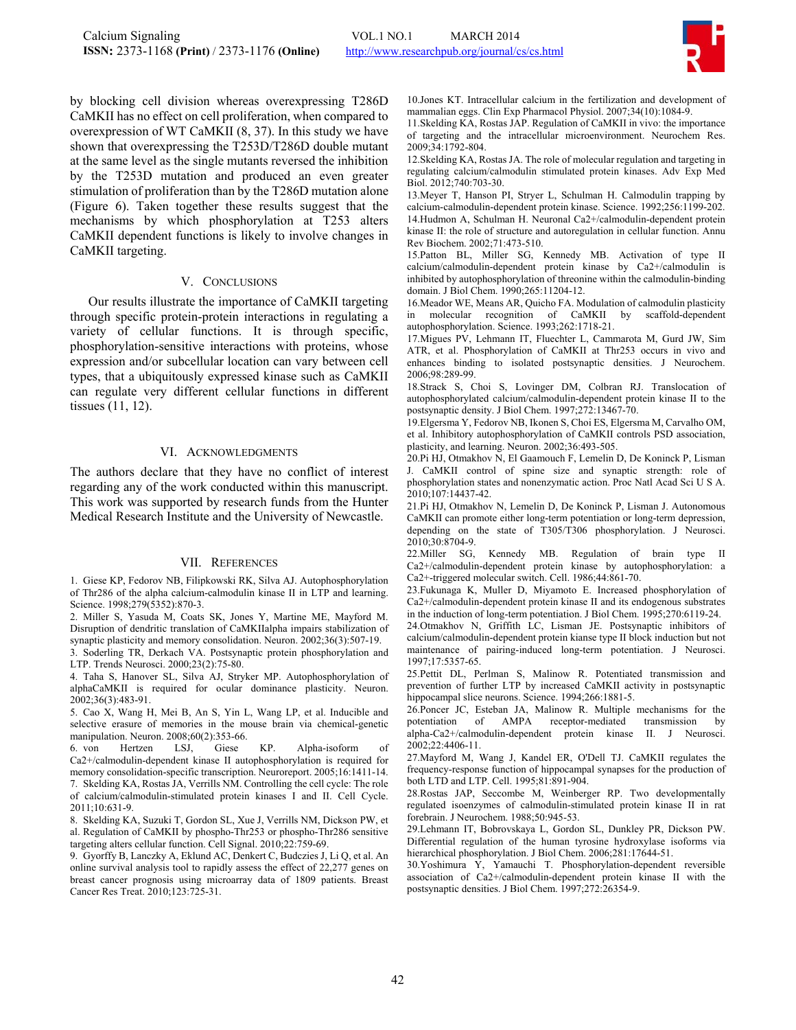by blocking cell division whereas overexpressing T286D CaMKII has no effect on cell proliferation, when compared to overexpression of WT CaMKII (8, 37). In this study we have shown that overexpressing the T253D/T286D double mutant at the same level as the single mutants reversed the inhibition by the T253D mutation and produced an even greater stimulation of proliferation than by the T286D mutation alone (Figure 6). Taken together these results suggest that the mechanisms by which phosphorylation at T253 alters CaMKII dependent functions is likely to involve changes in CaMKII targeting.

## V. Conclusions

Our results illustrate the importance of CaMKII targeting through specific protein-protein interactions in regulating a variety of cellular functions. It is through specific, phosphorylation-sensitive interactions with proteins, whose expression and/or subcellular location can vary between cell types, that a ubiquitously expressed kinase such as CaMKII can regulate very different cellular functions in different tissues (11, 12).

## VI. Acknowledgments

The authors declare that they have no conflict of interest regarding any of the work conducted within this manuscript. This work was supported by research funds from the Hunter Medical Research Institute and the University of Newcastle.

## VII. References

1. Giese KP, Fedorov NB, Filipkowski RK, Silva AJ. Autophosphorylation of Thr286 of the alpha calcium-calmodulin kinase II in LTP and learning. Science. 1998;279(5352):870-3.
2. Miller S, Yasuda M, Coats SK, Jones Y, Martine ME, Mayford M. Disruption of dendritic translation of CaMKIIalpha impairs stabilization of synaptic plasticity and memory consolidation. Neuron. 2002;36(3):507-19.
3. Soderling TR, Derkach VA. Postsynaptic protein phosphorylation and LTP. Trends Neurosci. 2000;23(2):75-80.
4. Taha S, Hanover SL, Silva AJ, Stryker MP. Autophosphorylation of alphaCaMKII is required for ocular dominance plasticity. Neuron. 2002;36(3):483-91.
5. Cao X, Wang H, Mei B, An S, Yin L, Wang LP, et al. Inducible and selective erasure of memories in the mouse brain via chemical-genetic manipulation. Neuron. 2008;60(2):353-66.
6. von Hertzen LSJ, Giese KP. Alpha-isoform of Ca2+/calmodulin-dependent kinase II autophosphorylation is required for memory consolidation-specific transcription. Neuroreport. 2005;16:1411-14.
7. Skelding KA, Rostas JA, Verrills NM. Controlling the cell cycle: The role of calcium/calmodulin-stimulated protein kinases I and II. Cell Cycle. 2011;10:631-9.
8. Skelding KA, Suzuki T, Gordon SL, Xue J, Verrills NM, Dickson PW, et al. Regulation of CaMKII by phospho-Thr253 or phospho-Thr286 sensitive targeting alters cellular function. Cell Signal. 2010;22:759-69.
9. Gyorffy B, Lanczky A, Eklund AC, Denkert C, Budczies J, Li Q, et al. An online survival analysis tool to rapidly assess the effect of 22,277 genes on breast cancer prognosis using microarray data of 1809 patients. Breast Cancer Res Treat. 2010;123:725-31.
10. Jones KT. Intracellular calcium in the fertilization and development of mammalian eggs. Clin Exp Pharmacol Physiol. 2007;34(10):1084-9.
11. Skelding KA, Rostas JAP. Regulation of CaMKII in vivo: the importance of targeting and the intracellular microenvironment. Neurochem Res. 2009;34:1792-804.
12. Skelding KA, Rostas JA. The role of molecular regulation and targeting in regulating calcium/calmodulin stimulated protein kinases. Adv Exp Med Biol. 2012;740:703-30.
13. Meyer T, Hanson PI, Stryer L, Schulman H. Calmodulin trapping by calcium-calmodulin-dependent protein kinase. Science. 1992;256:1199-202.
14. Hudmon A, Schulman H. Neuronal Ca2+/calmodulin-dependent protein kinase II: the role of structure and autoregulation in cellular function. Annu Rev Biochem. 2002;71:473-510.
15. Patton BL, Miller SG, Kennedy MB. Activation of type II calcium/calmodulin-dependent protein kinase by Ca2+/calmodulin is inhibited by autophosphorylation of threonine within the calmodulin-binding domain. J Biol Chem. 1990;265:11204-12.
16. Meador WE, Means AR, Quicho FA. Modulation of calmodulin plasticity in molecular recognition of CaMKII by scaffold-dependent autophosphorylation. Science. 1993;262:1718-21.
17. Migues PV, Lehmann IT, Fluechter L, Cammarota M, Gurd JW, Sim ATR, et al. Phosphorylation of CaMKII at Thr253 occurs in vivo and enhances binding to isolated postsynaptic densities. J Neurochem. 2006;98:289-99.
18. Strack S, Choi S, Lovinger DM, Colbran RJ. Translocation of autophosphorylated calcium/calmodulin-dependent protein kinase II to the postsynaptic density. J Biol Chem. 1997;272:13467-70.
19. Elgersma Y, Fedorov NB, Ikonen S, Choi ES, Elgersma M, Carvalho OM, et al. Inhibitory autophosphorylation of CaMKII controls PSD association, plasticity, and learning. Neuron. 2002;36:493-505.
20. Pi HJ, Otmakhov N, El Gaamouch F, Lemelin D, De Koninck P, Lisman J. CaMKII control of spine size and synaptic strength: role of phosphorylation states and nonenzymatic action. Proc Natl Acad Sci U S A. 2010;107:14437-42.
21. Pi HJ, Otmakhov N, Lemelin D, De Koninck P, Lisman J. Autonomous CaMKII can promote either long-term potentiation or long-term depression, depending on the state of T305/T306 phosphorylation. J Neurosci. 2010;30:8704-9.
22. Miller SG, Kennedy MB. Regulation of brain type II Ca2+/calmodulin-dependent protein kinase by autophosphorylation: a Ca2+-triggered molecular switch. Cell. 1986;44:861-70.
23. Fukunaga K, Muller D, Miyamoto E. Increased phosphorylation of Ca2+/calmodulin-dependent protein kinase II and its endogenous substrates in the induction of long-term potentiation. J Biol Chem. 1995;270:6119-24.
24. Otmakhov N, Griffith LC, Lisman JE. Postsynaptic inhibitors of calcium/calmodulin-dependent protein kianse type II block induction but not maintenance of pairing-induced long-term potentiation. J Neurosci. 1997;17:5357-65.
25. Pettit DL, Perlman S, Malinow R. Potentiated transmission and prevention of further LTP by increased CaMKII activity in postsynaptic hippocampal slice neurons. Science. 1994;266:1881-5.
26. Poncer JC, Esteban JA, Malinow R. Multiple mechanisms for the potentiation of AMPA receptor-mediated transmission by alpha-Ca2+/calmodulin-dependent protein kinase II. J Neurosci. 2002;22:4406-11.
27. Mayford M, Wang J, Kandel ER, O'Dell TJ. CaMKII regulates the frequency-response function of hippocampal synapses for the production of both LTD and LTP. Cell. 1995;81:891-904.
28. Rostas JAP, Seccombe M, Weinberger RP. Two developmentally regulated isoenzymes of calmodulin-stimulated protein kinase II in rat forebrain. J Neurochem. 1988;50:945-53.
29. Lehmann IT, Bobrovskaya L, Gordon SL, Dunkley PR, Dickson PW. Differential regulation of the human tyrosine hydroxylase isoforms via hierarchical phosphorylation. J Biol Chem. 2006;281:17644-51.
30. Yoshimura Y, Yamauchi T. Phosphorylation-dependent reversible association of Ca2+/calmodulin-dependent protein kinase II with the postsynaptic densities. J Biol Chem. 1997;272:26354-9.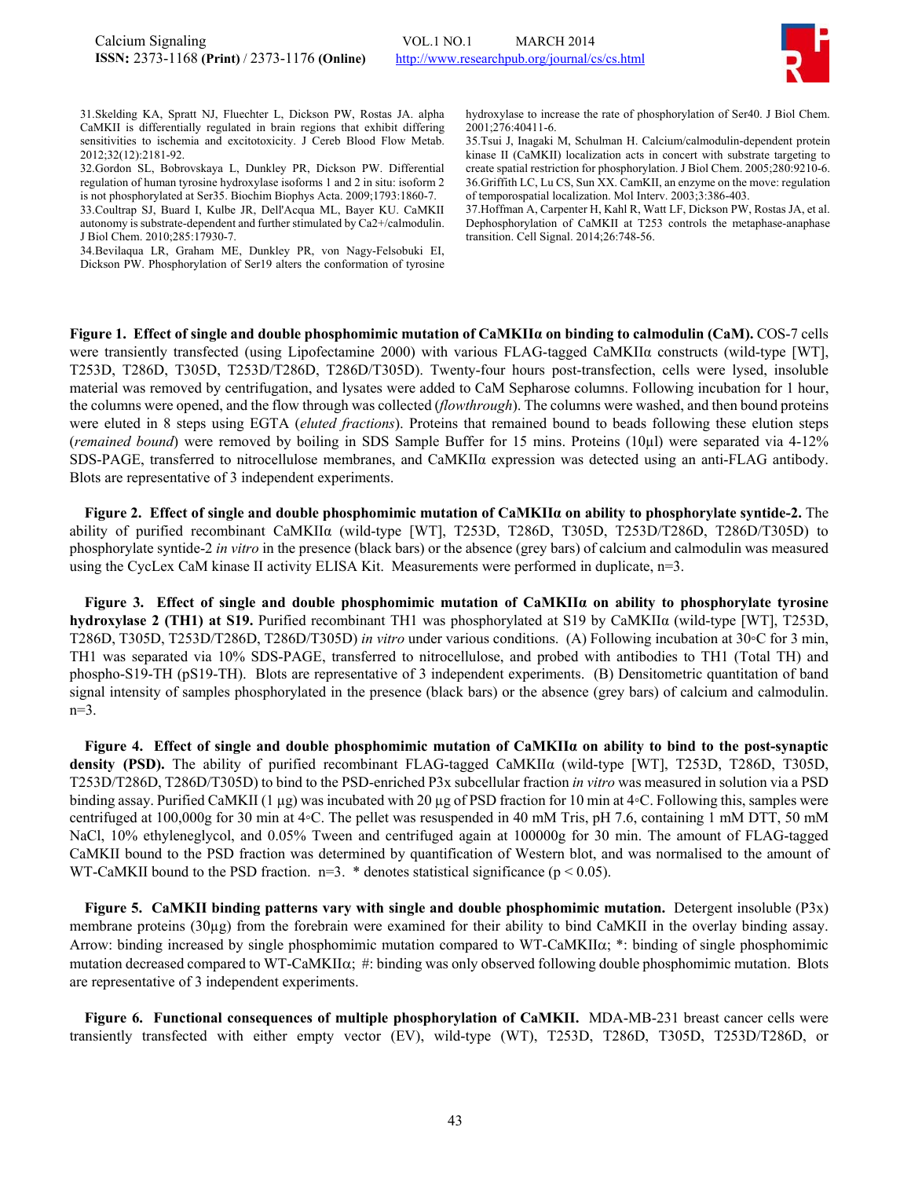31.Skelding KA, Spratt NJ, Fluechter L, Dickson PW, Rostas JA. alpha CaMKII is differentially regulated in brain regions that exhibit differing sensitivities to ischemia and excitotoxicity. J Cereb Blood Flow Metab. 2012;32(12):2181-92.

32.Gordon SL, Bobrovskaya L, Dunkley PR, Dickson PW. Differential regulation of human tyrosine hydroxylase isoforms 1 and 2 in situ: isoform 2 is not phosphorylated at Ser35. Biochim Biophys Acta. 2009;1793:1860-7.

33.Coultrap SJ, Buard I, Kulbe JR, Dell'Acqua ML, Bayer KU. CaMKII autonomy is substrate-dependent and further stimulated by Ca2+/calmodulin. J Biol Chem. 2010;285:17930-7.

34.Bevilaqua LR, Graham ME, Dunkley PR, von Nagy-Felsobuki EI, Dickson PW. Phosphorylation of Ser19 alters the conformation of tyrosine hydroxylase to increase the rate of phosphorylation of Ser40. J Biol Chem. 2001;276:40411-6.

35.Tsui J, Inagaki M, Schulman H. Calcium/calmodulin-dependent protein kinase II (CaMKII) localization acts in concert with substrate targeting to create spatial restriction for phosphorylation. J Biol Chem. 2005;280:9210-6.

36.Griffith LC, Lu CS, Sun XX. CamKII, an enzyme on the move: regulation of temporospatial localization. Mol Interv. 2003;3:386-403.

37.Hoffman A, Carpenter H, Kahl R, Watt LF, Dickson PW, Rostas JA, et al. Dephosphorylation of CaMKII at T253 controls the metaphase-anaphase transition. Cell Signal. 2014;26:748-56.

**Figure 1. Effect of single and double phosphomimic mutation of CaMKIIα on binding to calmodulin (CaM).** COS-7 cells were transiently transfected (using Lipofectamine 2000) with various FLAG-tagged CaMKIIα constructs (wild-type [WT], T253D, T286D, T305D, T253D/T286D, T286D/T305D). Twenty-four hours post-transfection, cells were lysed, insoluble material was removed by centrifugation, and lysates were added to CaM Sepharose columns. Following incubation for 1 hour, the columns were opened, and the flow through was collected (*flowthrough*). The columns were washed, and then bound proteins were eluted in 8 steps using EGTA (*eluted fractions*). Proteins that remained bound to beads following these elution steps (*remained bound*) were removed by boiling in SDS Sample Buffer for 15 mins. Proteins (10µl) were separated via 4-12% SDS-PAGE, transferred to nitrocellulose membranes, and CaMKIIα expression was detected using an anti-FLAG antibody. Blots are representative of 3 independent experiments.

**Figure 2. Effect of single and double phosphomimic mutation of CaMKIIα on ability to phosphorylate syntide-2.** The ability of purified recombinant CaMKIIα (wild-type [WT], T253D, T286D, T305D, T253D/T286D, T286D/T305D) to phosphorylate syntide-2 *in vitro* in the presence (black bars) or the absence (grey bars) of calcium and calmodulin was measured using the CycLex CaM kinase II activity ELISA Kit. Measurements were performed in duplicate, n=3.

**Figure 3. Effect of single and double phosphomimic mutation of CaMKIIα on ability to phosphorylate tyrosine hydroxylase 2 (TH1) at S19.** Purified recombinant TH1 was phosphorylated at S19 by CaMKIIα (wild-type [WT], T253D, T286D, T305D, T253D/T286D, T286D/T305D) *in vitro* under various conditions. (A) Following incubation at 30◦C for 3 min, TH1 was separated via 10% SDS-PAGE, transferred to nitrocellulose, and probed with antibodies to TH1 (Total TH) and phospho-S19-TH (pS19-TH). Blots are representative of 3 independent experiments. (B) Densitometric quantitation of band signal intensity of samples phosphorylated in the presence (black bars) or the absence (grey bars) of calcium and calmodulin. n=3.

**Figure 4. Effect of single and double phosphomimic mutation of CaMKIIα on ability to bind to the post-synaptic density (PSD).** The ability of purified recombinant FLAG-tagged CaMKIIα (wild-type [WT], T253D, T286D, T305D, T253D/T286D, T286D/T305D) to bind to the PSD-enriched P3x subcellular fraction *in vitro* was measured in solution via a PSD binding assay. Purified CaMKII (1 µg) was incubated with 20 µg of PSD fraction for 10 min at 4◦C. Following this, samples were centrifuged at 100,000g for 30 min at 4◦C. The pellet was resuspended in 40 mM Tris, pH 7.6, containing 1 mM DTT, 50 mM NaCl, 10% ethyleneglycol, and 0.05% Tween and centrifuged again at 100000g for 30 min. The amount of FLAG-tagged CaMKII bound to the PSD fraction was determined by quantification of Western blot, and was normalised to the amount of WT-CaMKII bound to the PSD fraction. n=3. * denotes statistical significance ($p < 0.05$).

**Figure 5. CaMKII binding patterns vary with single and double phosphomimic mutation.** Detergent insoluble (P3x) membrane proteins (30µg) from the forebrain were examined for their ability to bind CaMKII in the overlay binding assay. Arrow: binding increased by single phosphomimic mutation compared to WT-CaMKIIα; *: binding of single phosphomimic mutation decreased compared to WT-CaMKIIα; #: binding was only observed following double phosphomimic mutation. Blots are representative of 3 independent experiments.

**Figure 6. Functional consequences of multiple phosphorylation of CaMKII.** MDA-MB-231 breast cancer cells were transiently transfected with either empty vector (EV), wild-type (WT), T253D, T286D, T305D, T253D/T286D, or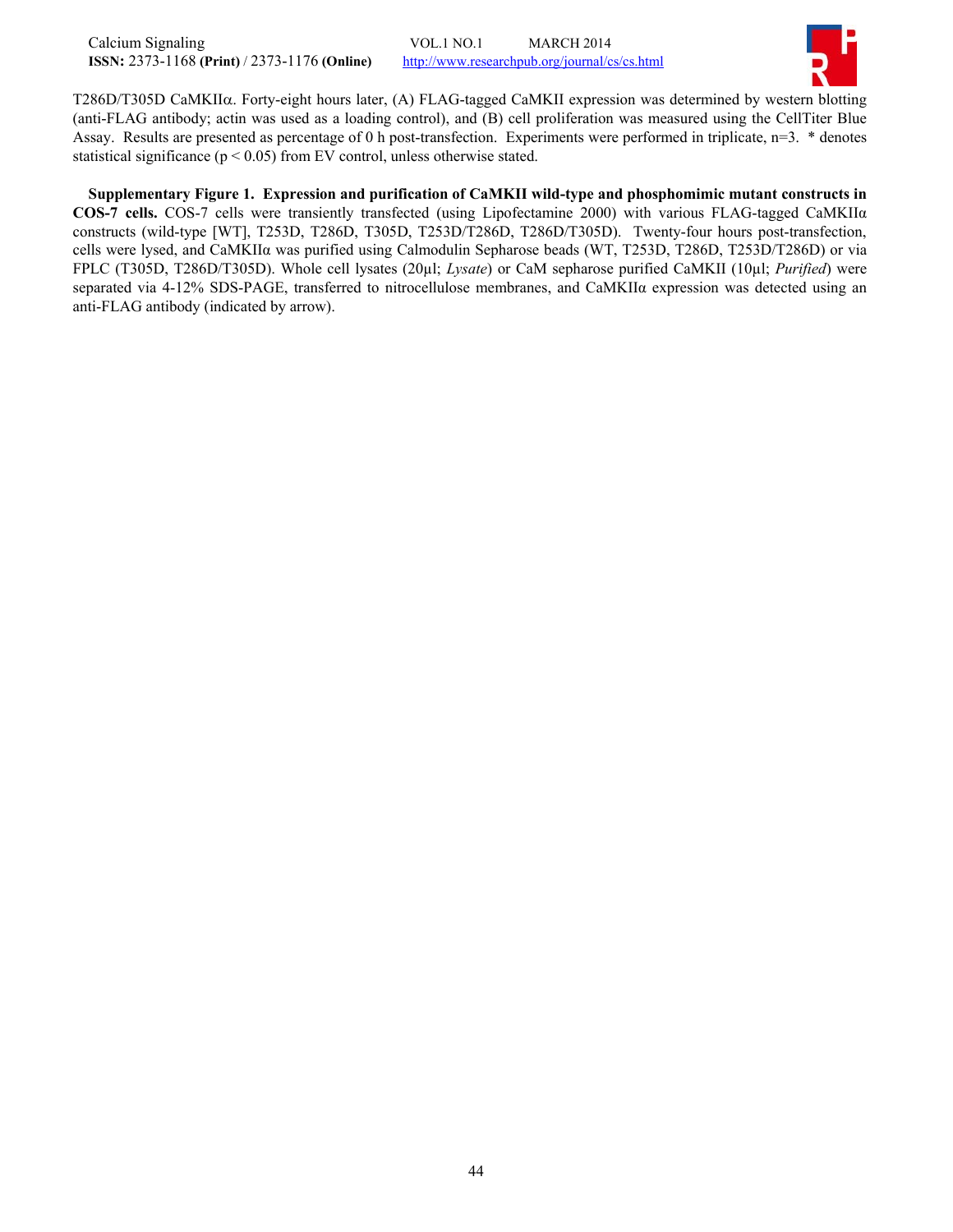T286D/T305D CaMKIIα. Forty-eight hours later, (A) FLAG-tagged CaMKII expression was determined by western blotting (anti-FLAG antibody; actin was used as a loading control), and (B) cell proliferation was measured using the CellTiter Blue Assay. Results are presented as percentage of 0 h post-transfection. Experiments were performed in triplicate, n=3. * denotes statistical significance ($p < 0.05$) from EV control, unless otherwise stated.

**Supplementary Figure 1. Expression and purification of CaMKII wild-type and phosphomimic mutant constructs in COS-7 cells.** COS-7 cells were transiently transfected (using Lipofectamine 2000) with various FLAG-tagged CaMKIIα constructs (wild-type [WT], T253D, T286D, T305D, T253D/T286D, T286D/T305D). Twenty-four hours post-transfection, cells were lysed, and CaMKIIα was purified using Calmodulin Sepharose beads (WT, T253D, T286D, T253D/T286D) or via FPLC (T305D, T286D/T305D). Whole cell lysates (20µl; *Lysate*) or CaM sepharose purified CaMKII (10µl; *Purified*) were separated via 4-12% SDS-PAGE, transferred to nitrocellulose membranes, and CaMKIIα expression was detected using an anti-FLAG antibody (indicated by arrow).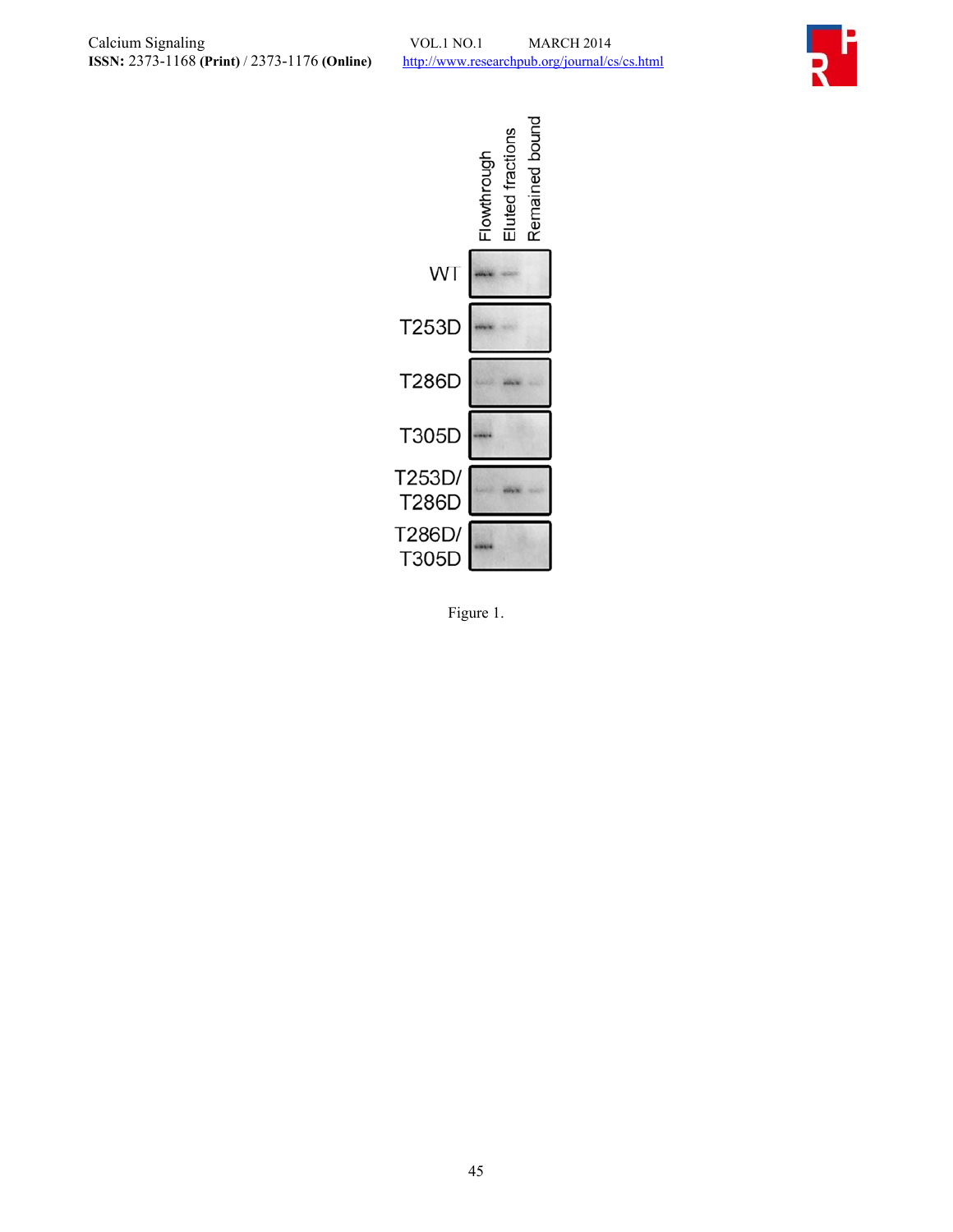| | Flowthrough | Eluted fractions | Remained bound |
|---|---|---|---|
| WT | | | |
| T253D | | | |
| T286D | | | |
| T305D | | | |
| T253D/ T286D | | | |
| T286D/ T305D | | | |

Figure 1.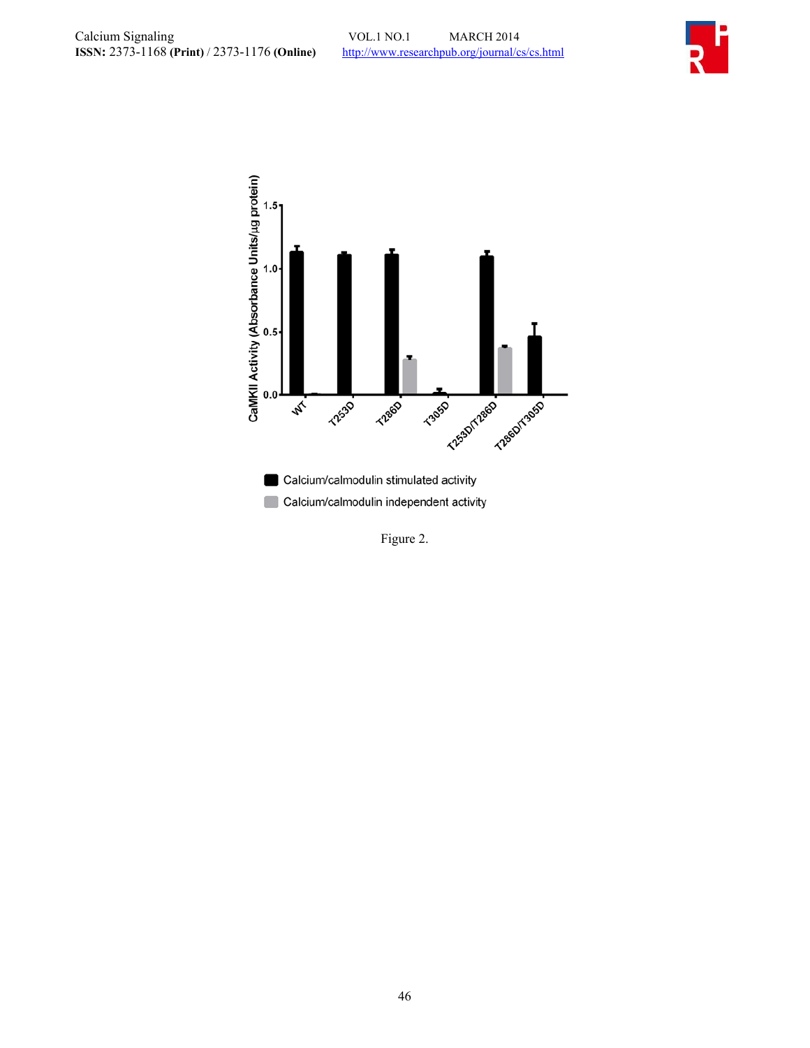Figure 2.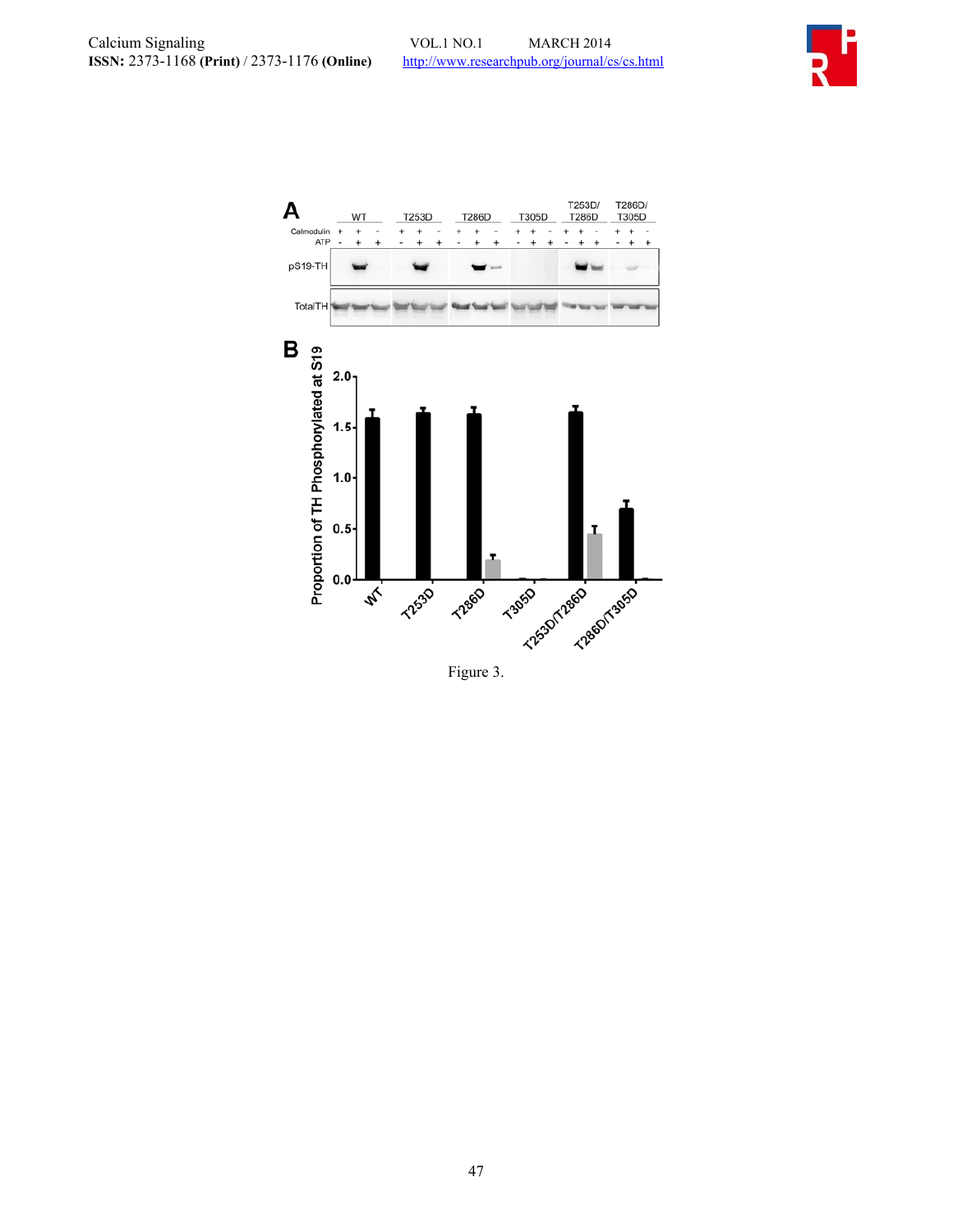Figure 3.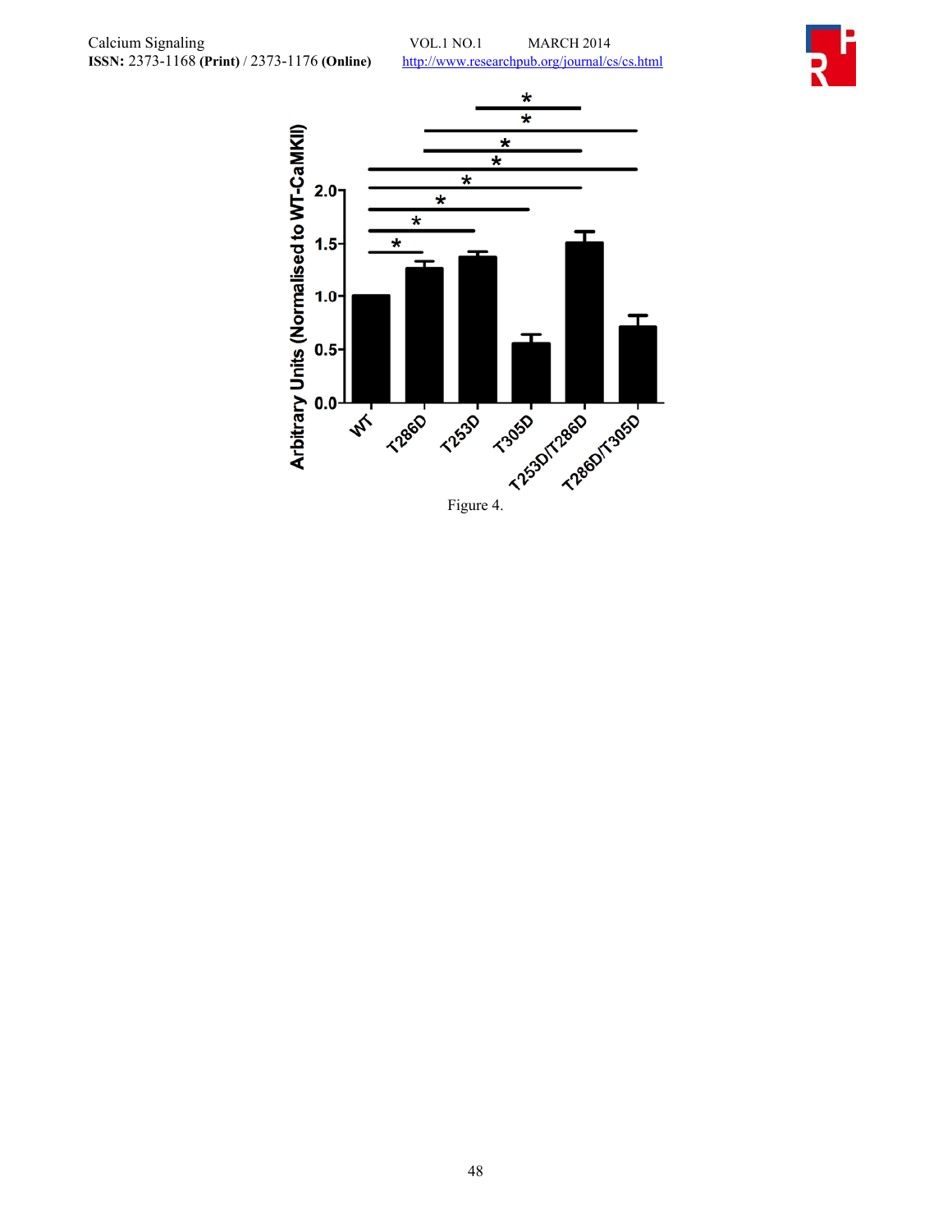Figure 4.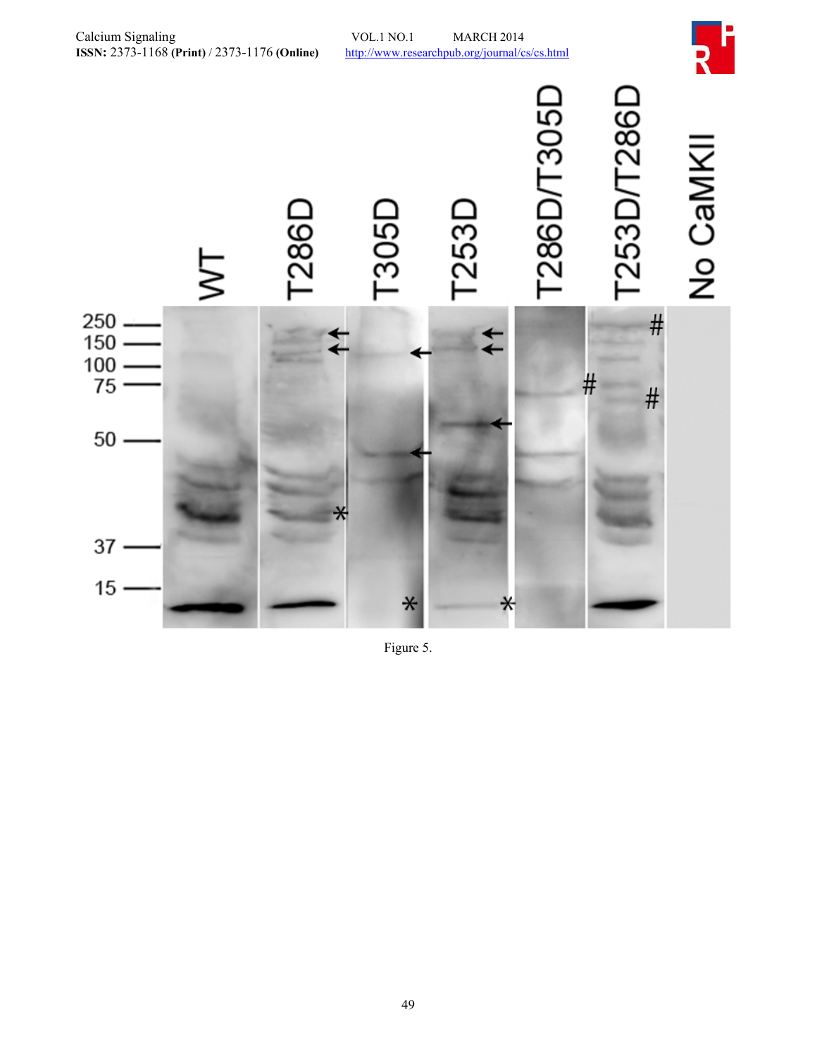Figure 5.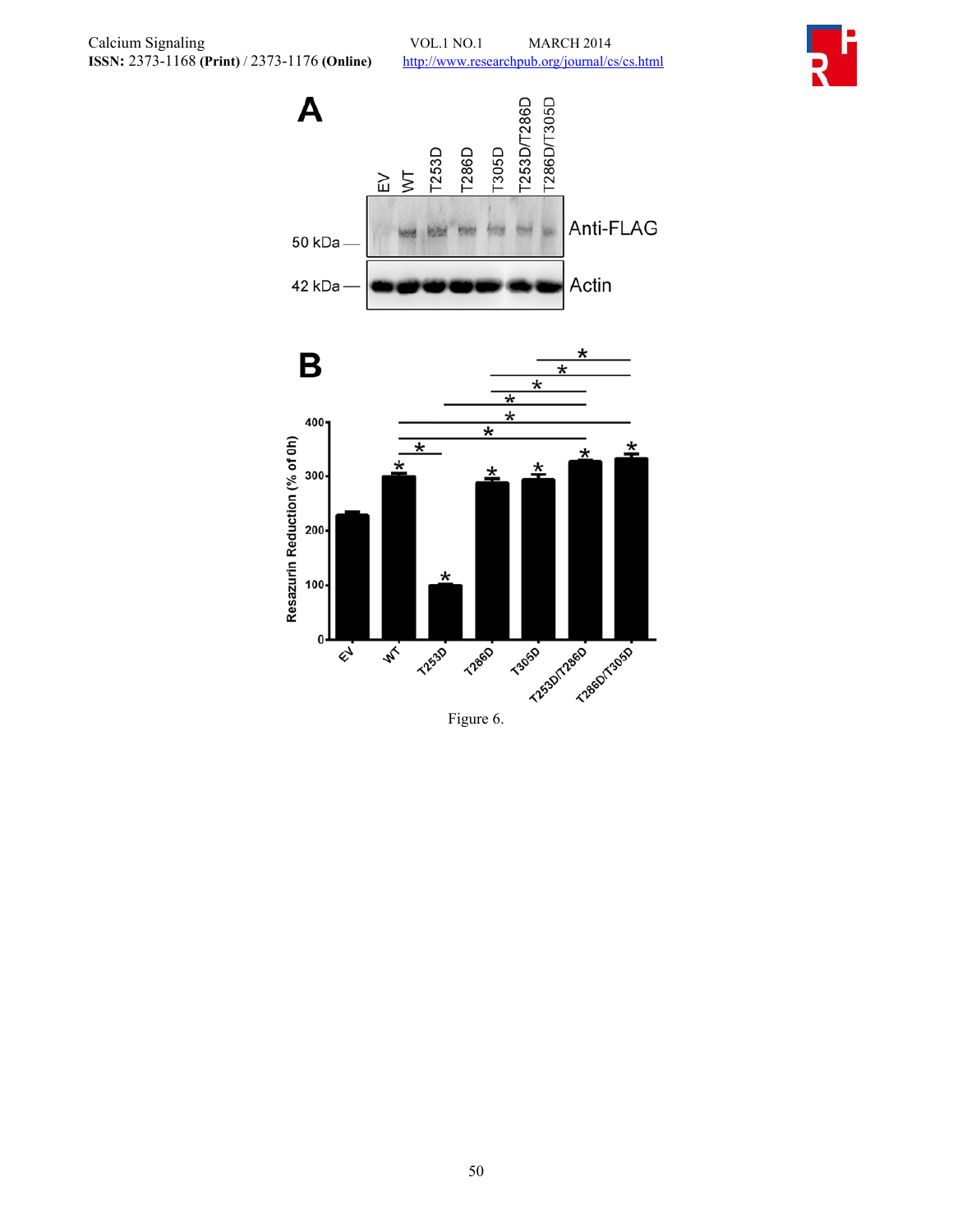Figure 6.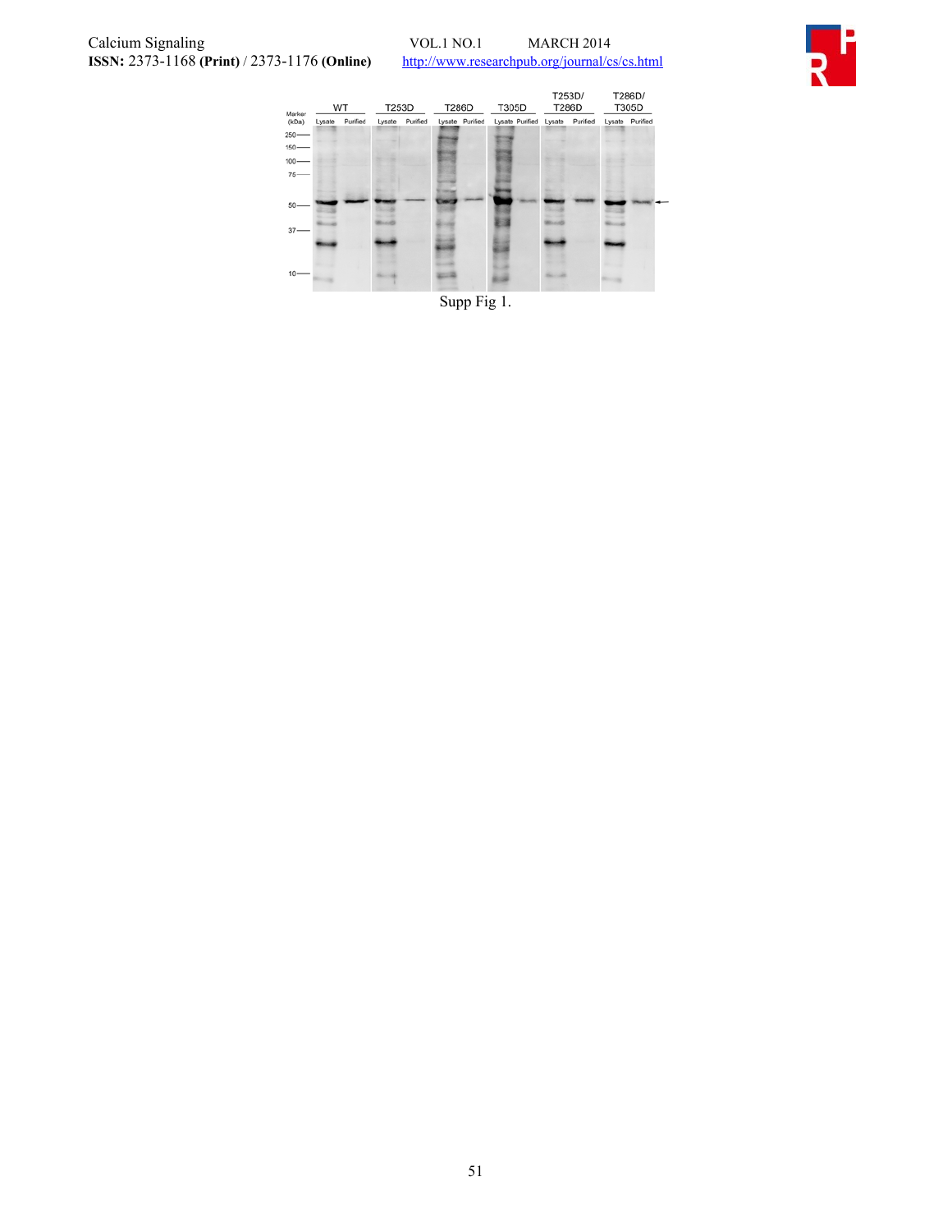Marker (kDa)

WT | T253D | T286D | T305D | T253D/ T286D | T286D/ T305D

Lysate Purified Lysate Purified Lysate Purified Lysate Purified Lysate Purified Lysate Purified

250

150

100

75

50

37

10

Supp Fig 1.